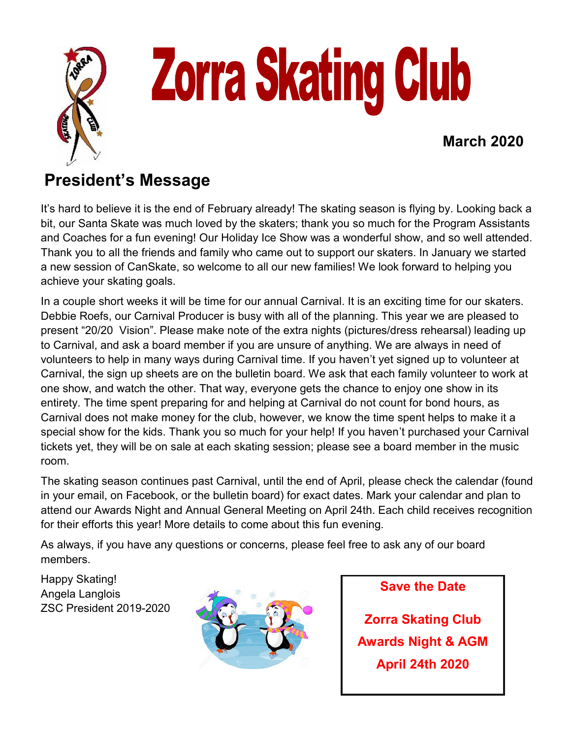# Zorra Skating Club

**March 2020**

## President's Message

It's hard to believe it is the end of February already! The skating season is flying by. Looking back a bit, our Santa Skate was much loved by the skaters; thank you so much for the Program Assistants and Coaches for a fun evening! Our Holiday Ice Show was a wonderful show, and so well attended. Thank you to all the friends and family who came out to support our skaters. In January we started a new session of CanSkate, so welcome to all our new families! We look forward to helping you achieve your skating goals.

In a couple short weeks it will be time for our annual Carnival. It is an exciting time for our skaters. Debbie Roefs, our Carnival Producer is busy with all of the planning. This year we are pleased to present "20/20 Vision". Please make note of the extra nights (pictures/dress rehearsal) leading up to Carnival, and ask a board member if you are unsure of anything. We are always in need of volunteers to help in many ways during Carnival time. If you haven't yet signed up to volunteer at Carnival, the sign up sheets are on the bulletin board. We ask that each family volunteer to work at one show, and watch the other. That way, everyone gets the chance to enjoy one show in its entirety. The time spent preparing for and helping at Carnival do not count for bond hours, as Carnival does not make money for the club, however, we know the time spent helps to make it a special show for the kids. Thank you so much for your help! If you haven't purchased your Carnival tickets yet, they will be on sale at each skating session; please see a board member in the music room.

The skating season continues past Carnival, until the end of April, please check the calendar (found in your email, on Facebook, or the bulletin board) for exact dates. Mark your calendar and plan to attend our Awards Night and Annual General Meeting on April 24th. Each child receives recognition for their efforts this year! More details to come about this fun evening.

As always, if you have any questions or concerns, please feel free to ask any of our board members.

Happy Skating!
Angela Langlois
ZSC President 2019-2020

**Save the Date**

**Zorra Skating Club**
**Awards Night & AGM**
**April 24th 2020**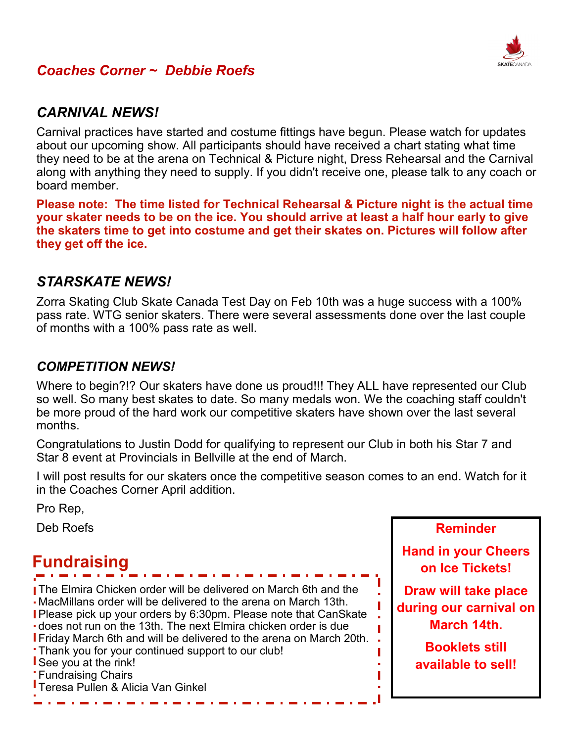## *Coaches Corner ~ Debbie Roefs*

### *CARNIVAL NEWS!*

Carnival practices have started and costume fittings have begun. Please watch for updates about our upcoming show. All participants should have received a chart stating what time they need to be at the arena on Technical & Picture night, Dress Rehearsal and the Carnival along with anything they need to supply. If you didn't receive one, please talk to any coach or board member.

**Please note: The time listed for Technical Rehearsal & Picture night is the actual time your skater needs to be on the ice. You should arrive at least a half hour early to give the skaters time to get into costume and get their skates on. Pictures will follow after they get off the ice.**

### *STARSKATE NEWS!*

Zorra Skating Club Skate Canada Test Day on Feb 10th was a huge success with a 100% pass rate. WTG senior skaters. There were several assessments done over the last couple of months with a 100% pass rate as well.

### *COMPETITION NEWS!*

Where to begin?!? Our skaters have done us proud!!! They ALL have represented our Club so well. So many best skates to date. So many medals won. We the coaching staff couldn't be more proud of the hard work our competitive skaters have shown over the last several months.

Congratulations to Justin Dodd for qualifying to represent our Club in both his Star 7 and Star 8 event at Provincials in Bellville at the end of March.

I will post results for our skaters once the competitive season comes to an end. Watch for it in the Coaches Corner April addition.

Pro Rep,

Deb Roefs

## Fundraising

The Elmira Chicken order will be delivered on March 6th and the MacMillans order will be delivered to the arena on March 13th. Please pick up your orders by 6:30pm. Please note that CanSkate does not run on the 13th. The next Elmira chicken order is due Friday March 6th and will be delivered to the arena on March 20th. Thank you for your continued support to our club!
See you at the rink!
Fundraising Chairs
Teresa Pullen & Alicia Van Ginkel

**Reminder**

**Hand in your Cheers on Ice Tickets!**

**Draw will take place during our carnival on March 14th.**

**Booklets still available to sell!**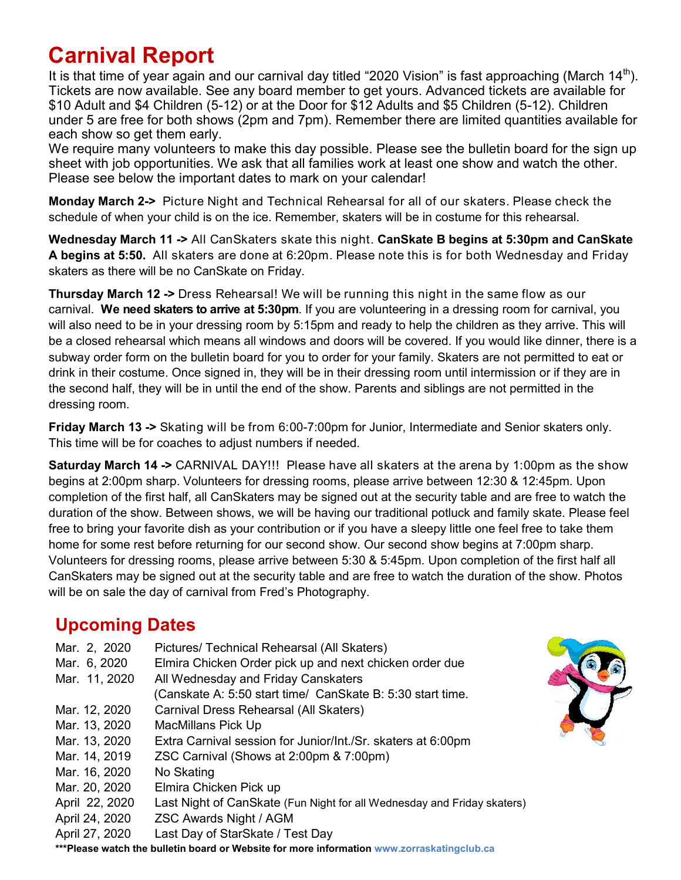# Carnival Report

It is that time of year again and our carnival day titled "2020 Vision" is fast approaching (March 14th). Tickets are now available. See any board member to get yours. Advanced tickets are available for $10 Adult and $4 Children (5-12) or at the Door for $12 Adults and $5 Children (5-12). Children under 5 are free for both shows (2pm and 7pm). Remember there are limited quantities available for each show so get them early.

We require many volunteers to make this day possible. Please see the bulletin board for the sign up sheet with job opportunities. We ask that all families work at least one show and watch the other. Please see below the important dates to mark on your calendar!

**Monday March 2->** Picture Night and Technical Rehearsal for all of our skaters. Please check the schedule of when your child is on the ice. Remember, skaters will be in costume for this rehearsal.

**Wednesday March 11 ->** All CanSkaters skate this night. **CanSkate B begins at 5:30pm and CanSkate A begins at 5:50.** All skaters are done at 6:20pm. Please note this is for both Wednesday and Friday skaters as there will be no CanSkate on Friday.

**Thursday March 12 ->** Dress Rehearsal! We will be running this night in the same flow as our carnival. **We need skaters to arrive at 5:30pm**. If you are volunteering in a dressing room for carnival, you will also need to be in your dressing room by 5:15pm and ready to help the children as they arrive. This will be a closed rehearsal which means all windows and doors will be covered. If you would like dinner, there is a subway order form on the bulletin board for you to order for your family. Skaters are not permitted to eat or drink in their costume. Once signed in, they will be in their dressing room until intermission or if they are in the second half, they will be in until the end of the show. Parents and siblings are not permitted in the dressing room.

**Friday March 13 ->** Skating will be from 6:00-7:00pm for Junior, Intermediate and Senior skaters only. This time will be for coaches to adjust numbers if needed.

**Saturday March 14 ->** CARNIVAL DAY!!! Please have all skaters at the arena by 1:00pm as the show begins at 2:00pm sharp. Volunteers for dressing rooms, please arrive between 12:30 & 12:45pm. Upon completion of the first half, all CanSkaters may be signed out at the security table and are free to watch the duration of the show. Between shows, we will be having our traditional potluck and family skate. Please feel free to bring your favorite dish as your contribution or if you have a sleepy little one feel free to take them home for some rest before returning for our second show. Our second show begins at 7:00pm sharp. Volunteers for dressing rooms, please arrive between 5:30 & 5:45pm. Upon completion of the first half all CanSkaters may be signed out at the security table and are free to watch the duration of the show. Photos will be on sale the day of carnival from Fred's Photography.

## Upcoming Dates

| | |
|---|---|
| Mar. 2, 2020 | Pictures/ Technical Rehearsal (All Skaters) |
| Mar. 6, 2020 | Elmira Chicken Order pick up and next chicken order due |
| Mar. 11, 2020 | All Wednesday and Friday Canskaters (Canskate A: 5:50 start time/ CanSkate B: 5:30 start time. |
| Mar. 12, 2020 | Carnival Dress Rehearsal (All Skaters) |
| Mar. 13, 2020 | MacMillans Pick Up |
| Mar. 13, 2020 | Extra Carnival session for Junior/Int./Sr. skaters at 6:00pm |
| Mar. 14, 2019 | ZSC Carnival (Shows at 2:00pm & 7:00pm) |
| Mar. 16, 2020 | No Skating |
| Mar. 20, 2020 | Elmira Chicken Pick up |
| April 22, 2020 | Last Night of CanSkate (Fun Night for all Wednesday and Friday skaters) |
| April 24, 2020 | ZSC Awards Night / AGM |
| April 27, 2020 | Last Day of StarSkate / Test Day |

**\*\*\*Please watch the bulletin board or Website for more information** www.zorraskatingclub.ca